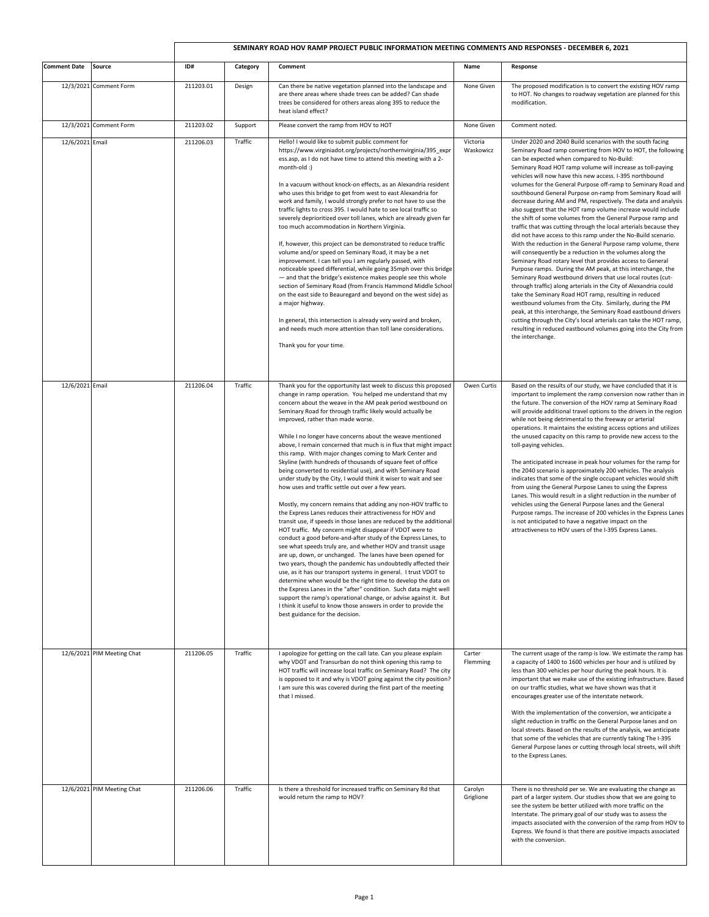# SEMINARY ROAD HOV RAMP PROJECT PUBLIC INFORMATION MEETING COMMENTS AND RESPONSES - DECEMBER 6, 2021

| Comment Date | Source | ID# | Category | Comment | Name | Response |
|---|---|---|---|---|---|---|
| 12/3/2021 | Comment Form | 211203.01 | Design | Can there be native vegetation planned into the landscape and are there areas where shade trees can be added? Can shade trees be considered for others areas along 395 to reduce the heat island effect? | None Given | The proposed modification is to convert the existing HOV ramp to HOT. No changes to roadway vegetation are planned for this modification. |
| 12/3/2021 | Comment Form | 211203.02 | Support | Please convert the ramp from HOV to HOT | None Given | Comment noted. |
| 12/6/2021 | Email | 211206.03 | Traffic | Hello! I would like to submit public comment for https://www.virginiadot.org/projects/northernvirginia/395_express.asp, as I do not have time to attend this meeting with a 2-month-old :)<br><br>In a vacuum without knock-on effects, as an Alexandria resident who uses this bridge to get from west to east Alexandria for work and family, I would strongly prefer to not have to use the traffic lights to cross 395. I would hate to see local traffic so severely deprioritized over toll lanes, which are already given far too much accommodation in Northern Virginia.<br><br>If, however, this project can be demonstrated to reduce traffic volume and/or speed on Seminary Road, it may be a net improvement. I can tell you I am regularly passed, with noticeable speed differential, while going 35mph over this bridge — and that the bridge's existence makes people see this whole section of Seminary Road (from Francis Hammond Middle School on the east side to Beauregard and beyond on the west side) as a major highway.<br><br>In general, this intersection is already very weird and broken, and needs much more attention than toll lane considerations.<br><br>Thank you for your time. | Victoria Waskowicz | Under 2020 and 2040 Build scenarios with the south facing Seminary Road ramp converting from HOV to HOT, the following can be expected when compared to No-Build:<br>Seminary Road HOT ramp volume will increase as toll-paying vehicles will now have this new access. I-395 northbound volumes for the General Purpose off-ramp to Seminary Road and southbound General Purpose on-ramp from Seminary Road will decrease during AM and PM, respectively. The data and analysis also suggest that the HOT ramp volume increase would include the shift of some volumes from the General Purpose ramp and traffic that was cutting through the local arterials because they did not have access to this ramp under the No-Build scenario. With the reduction in the General Purpose ramp volume, there will consequently be a reduction in the volumes along the Seminary Road rotary level that provides access to General Purpose ramps. During the AM peak, at this interchange, the Seminary Road westbound drivers that use local routes (cut-through traffic) along arterials in the City of Alexandria could take the Seminary Road HOT ramp, resulting in reduced westbound volumes from the City. Similarly, during the PM peak, at this interchange, the Seminary Road eastbound drivers cutting through the City's local arterials can take the HOT ramp, resulting in reduced eastbound volumes going into the City from the interchange. |
| 12/6/2021 | Email | 211206.04 | Traffic | Thank you for the opportunity last week to discuss this proposed change in ramp operation. You helped me understand that my concern about the weave in the AM peak period westbound on Seminary Road for through traffic likely would actually be improved, rather than made worse.<br><br>While I no longer have concerns about the weave mentioned above, I remain concerned that much is in flux that might impact this ramp. With major changes coming to Mark Center and Skyline (with hundreds of thousands of square feet of office being converted to residential use), and with Seminary Road under study by the City, I would think it wiser to wait and see how uses and traffic settle out over a few years.<br><br>Mostly, my concern remains that adding any non-HOV traffic to the Express Lanes reduces their attractiveness for HOV and transit use, if speeds in those lanes are reduced by the additional HOT traffic. My concern might disappear if VDOT were to conduct a good before-and-after study of the Express Lanes, to see what speeds truly are, and whether HOV and transit usage are up, down, or unchanged. The lanes have been opened for two years, though the pandemic has undoubtedly affected their use, as it has our transport systems in general. I trust VDOT to determine when would be the right time to develop the data on the Express Lanes in the "after" condition. Such data might well support the ramp's operational change, or advise against it. But I think it useful to know those answers in order to provide the best guidance for the decision. | Owen Curtis | Based on the results of our study, we have concluded that it is important to implement the ramp conversion now rather than in the future. The conversion of the HOV ramp at Seminary Road will provide additional travel options to the drivers in the region while not being detrimental to the freeway or arterial operations. It maintains the existing access options and utilizes the unused capacity on this ramp to provide new access to the toll-paying vehicles.<br><br>The anticipated increase in peak hour volumes for the ramp for the 2040 scenario is approximately 200 vehicles. The analysis indicates that some of the single occupant vehicles would shift from using the General Purpose Lanes to using the Express Lanes. This would result in a slight reduction in the number of vehicles using the General Purpose lanes and the General Purpose ramps. The increase of 200 vehicles in the Express Lanes is not anticipated to have a negative impact on the attractiveness to HOV users of the I-395 Express Lanes. |
| 12/6/2021 | PIM Meeting Chat | 211206.05 | Traffic | I apologize for getting on the call late. Can you please explain why VDOT and Transurban do not think opening this ramp to HOT traffic will increase local traffic on Seminary Road? The city is opposed to it and why is VDOT going against the city position? I am sure this was covered during the first part of the meeting that I missed. | Carter Flemming | The current usage of the ramp is low. We estimate the ramp has a capacity of 1400 to 1600 vehicles per hour and is utilized by less than 300 vehicles per hour during the peak hours. It is important that we make use of the existing infrastructure. Based on our traffic studies, what we have shown was that it encourages greater use of the interstate network.<br><br>With the implementation of the conversion, we anticipate a slight reduction in traffic on the General Purpose lanes and on local streets. Based on the results of the analysis, we anticipate that some of the vehicles that are currently taking The I-395 General Purpose lanes or cutting through local streets, will shift to the Express Lanes. |
| 12/6/2021 | PIM Meeting Chat | 211206.06 | Traffic | Is there a threshold for increased traffic on Seminary Rd that would return the ramp to HOV? | Carolyn Griglione | There is no threshold per se. We are evaluating the change as part of a larger system. Our studies show that we are going to see the system be better utilized with more traffic on the Interstate. The primary goal of our study was to assess the impacts associated with the conversion of the ramp from HOV to Express. We found is that there are positive impacts associated with the conversion. |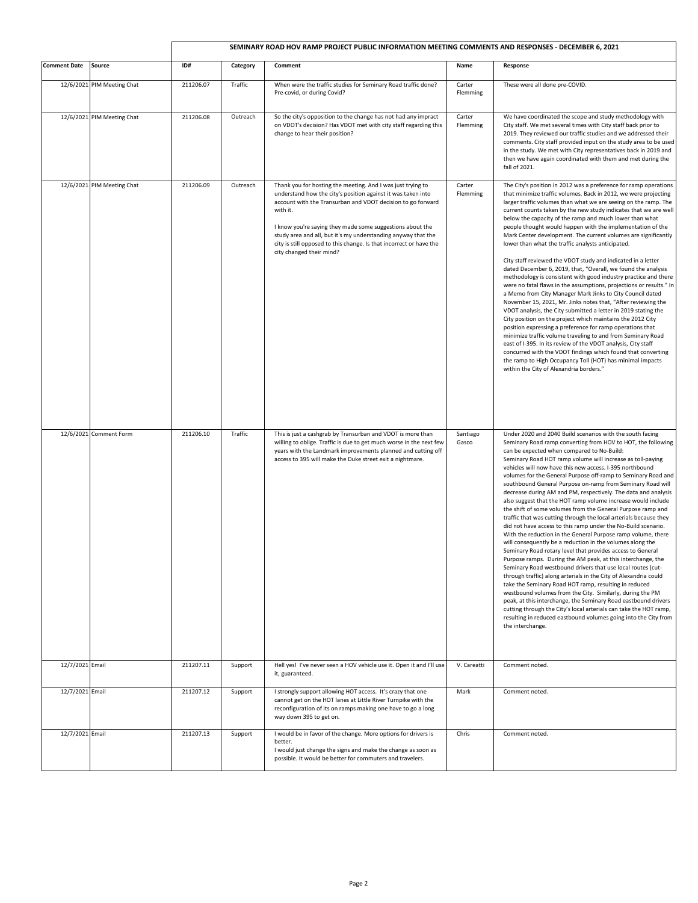| | | SEMINARY ROAD HOV RAMP PROJECT PUBLIC INFORMATION MEETING COMMENTS AND RESPONSES - DECEMBER 6, 2021 | | | | |
|---|---|---|---|---|---|---|
| **Comment Date** | **Source** | **ID#** | **Category** | **Comment** | **Name** | **Response** |
| 12/6/2021 | PIM Meeting Chat | 211206.07 | Traffic | When were the traffic studies for Seminary Road traffic done? Pre-covid, or during Covid? | Carter Flemming | These were all done pre-COVID. |
| 12/6/2021 | PIM Meeting Chat | 211206.08 | Outreach | So the city's opposition to the change has not had any impact on VDOT's decision? Has VDOT met with city staff regarding this change to hear their position? | Carter Flemming | We have coordinated the scope and study methodology with City staff. We met several times with City staff back prior to 2019. They reviewed our traffic studies and we addressed their comments. City staff provided input on the study area to be used in the study. We met with City representatives back in 2019 and then we have again coordinated with them and met during the fall of 2021. |
| 12/6/2021 | PIM Meeting Chat | 211206.09 | Outreach | Thank you for hosting the meeting. And I was just trying to understand how the city's position against it was taken into account with the Transurban and VDOT decision to go forward with it.<br><br>I know you're saying they made some suggestions about the study area and all, but it's my understanding anyway that the city is still opposed to this change. Is that incorrect or have the city changed their mind? | Carter Flemming | The City's position in 2012 was a preference for ramp operations that minimize traffic volumes. Back in 2012, we were projecting larger traffic volumes than what we are seeing on the ramp. The current counts taken by the new study indicates that we are well below the capacity of the ramp and much lower than what people thought would happen with the implementation of the Mark Center development. The current volumes are significantly lower than what the traffic analysts anticipated.<br><br>City staff reviewed the VDOT study and indicated in a letter dated December 6, 2019, that, "Overall, we found the analysis methodology is consistent with good industry practice and there were no fatal flaws in the assumptions, projections or results." In a Memo from City Manager Mark Jinks to City Council dated November 15, 2021, Mr. Jinks notes that, "After reviewing the VDOT analysis, the City submitted a letter in 2019 stating the City position on the project which maintains the 2012 City position expressing a preference for ramp operations that minimize traffic volume traveling to and from Seminary Road east of I-395. In its review of the VDOT analysis, City staff concurred with the VDOT findings which found that converting the ramp to High Occupancy Toll (HOT) has minimal impacts within the City of Alexandria borders." |
| 12/6/2021 | Comment Form | 211206.10 | Traffic | This is just a cashgrab by Transurban and VDOT is more than willing to oblige. Traffic is due to get much worse in the next few years with the Landmark improvements planned and cutting off access to 395 will make the Duke street exit a nightmare. | Santiago Gasco | Under 2020 and 2040 Build scenarios with the south facing Seminary Road ramp converting from HOV to HOT, the following can be expected when compared to No-Build:<br>Seminary Road HOT ramp volume will increase as toll-paying vehicles will now have this new access. I-395 northbound volumes for the General Purpose off-ramp to Seminary Road and southbound General Purpose on-ramp from Seminary Road will decrease during AM and PM, respectively. The data and analysis also suggest that the HOT ramp volume increase would include the shift of some volumes from the General Purpose ramp and traffic that was cutting through the local arterials because they did not have access to this ramp under the No-Build scenario. With the reduction in the General Purpose ramp volume, there will consequently be a reduction in the volumes along the Seminary Road rotary level that provides access to General Purpose ramps. During the AM peak, at this interchange, the Seminary Road westbound drivers that use local routes (cut-through traffic) along arterials in the City of Alexandria could take the Seminary Road HOT ramp, resulting in reduced westbound volumes from the City. Similarly, during the PM peak, at this interchange, the Seminary Road eastbound drivers cutting through the City's local arterials can take the HOT ramp, resulting in reduced eastbound volumes going into the City from the interchange. |
| 12/7/2021 | Email | 211207.11 | Support | Hell yes! I've never seen a HOV vehicle use it. Open it and I'll use it, guaranteed. | V. Careatti | Comment noted. |
| 12/7/2021 | Email | 211207.12 | Support | I strongly support allowing HOT access. It's crazy that one cannot get on the HOT lanes at Little River Turnpike with the reconfiguration of its on ramps making one have to go a long way down 395 to get on. | Mark | Comment noted. |
| 12/7/2021 | Email | 211207.13 | Support | I would be in favor of the change. More options for drivers is better.<br>I would just change the signs and make the change as soon as possible. It would be better for commuters and travelers. | Chris | Comment noted. |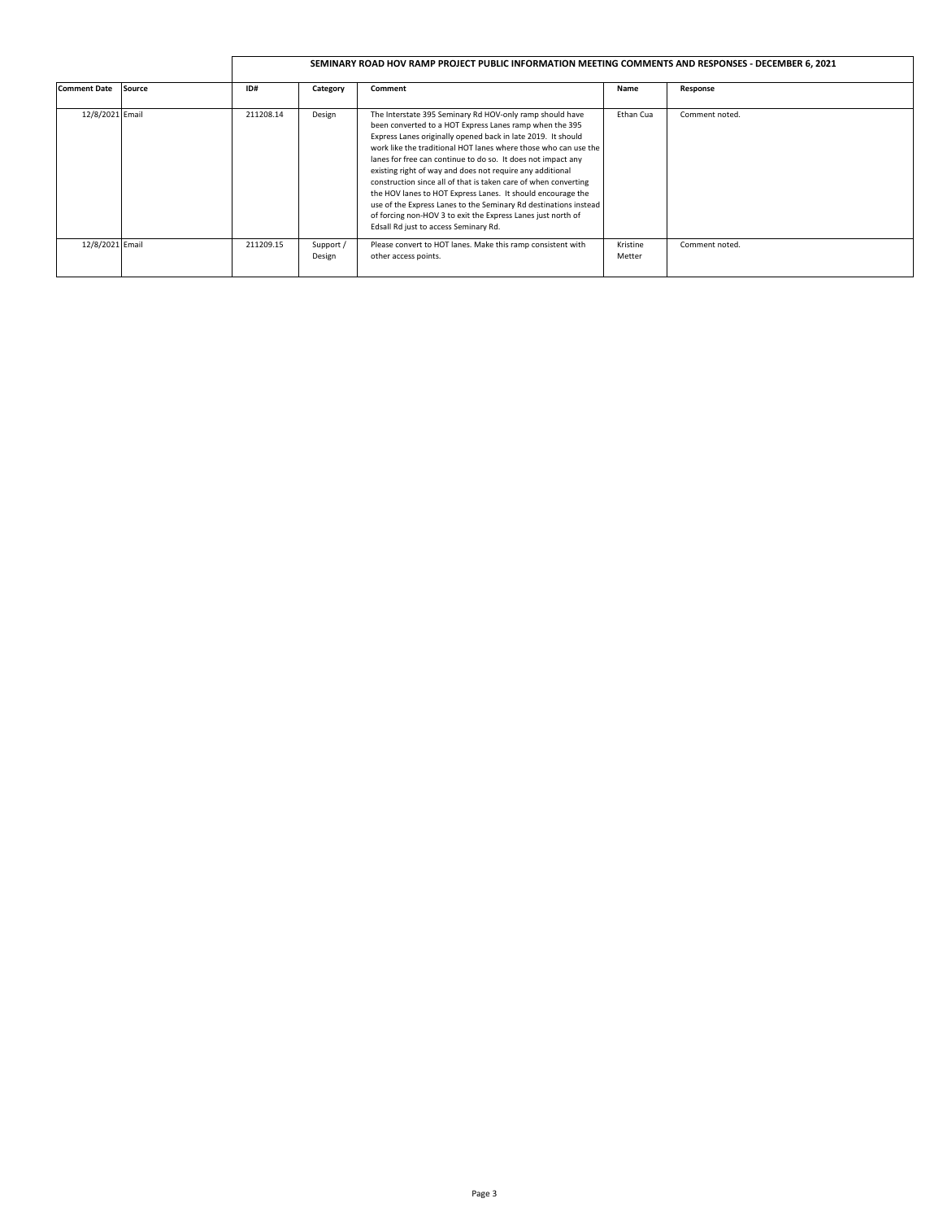| Comment Date | Source | SEMINARY ROAD HOV RAMP PROJECT PUBLIC INFORMATION MEETING COMMENTS AND RESPONSES - DECEMBER 6, 2021 | | | | |
|---|---|---|---|---|---|---|
| | | ID# | Category | Comment | Name | Response |
| 12/8/2021 | Email | 211208.14 | Design | The Interstate 395 Seminary Rd HOV-only ramp should have been converted to a HOT Express Lanes ramp when the 395 Express Lanes originally opened back in late 2019. It should work like the traditional HOT lanes where those who can use the lanes for free can continue to do so. It does not impact any existing right of way and does not require any additional construction since all of that is taken care of when converting the HOV lanes to HOT Express Lanes. It should encourage the use of the Express Lanes to the Seminary Rd destinations instead of forcing non-HOV 3 to exit the Express Lanes just north of Edsall Rd just to access Seminary Rd. | Ethan Cua | Comment noted. |
| 12/8/2021 | Email | 211209.15 | Support / Design | Please convert to HOT lanes. Make this ramp consistent with other access points. | Kristine Metter | Comment noted. |